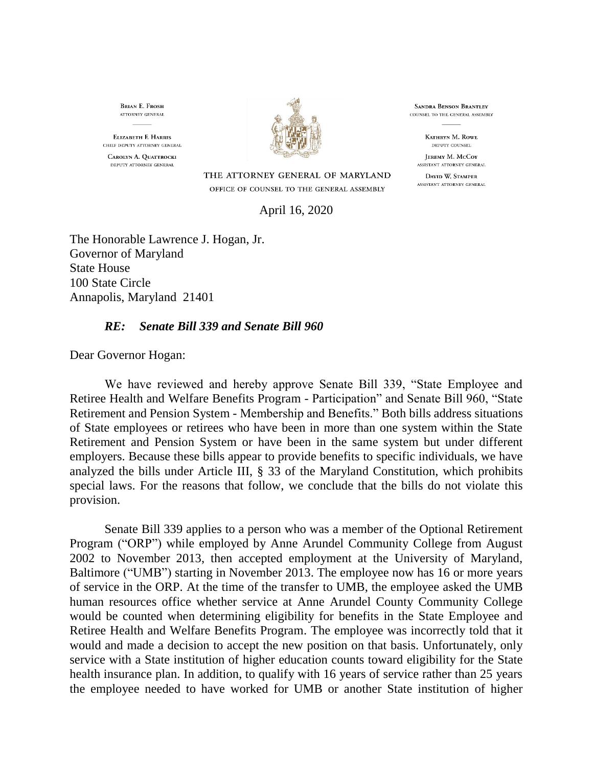**BRIAN E. FROSH**
ATTORNEY GENERAL

**ELIZABETH F. HARRIS**
CHIEF DEPUTY ATTORNEY GENERAL

**CAROLYN A. QUATTROCKI**
DEPUTY ATTORNEY GENERAL

**SANDRA BENSON BRANTLEY**
COUNSEL TO THE GENERAL ASSEMBLY

**KATHRYN M. ROWE**
DEPUTY COUNSEL

**JEREMY M. MCCOY**
ASSISTANT ATTORNEY GENERAL

**DAVID W. STAMPER**
ASSISTANT ATTORNEY GENERAL

THE ATTORNEY GENERAL OF MARYLAND
OFFICE OF COUNSEL TO THE GENERAL ASSEMBLY

April 16, 2020

The Honorable Lawrence J. Hogan, Jr.
Governor of Maryland
State House
100 State Circle
Annapolis, Maryland 21401

***RE: Senate Bill 339 and Senate Bill 960***

Dear Governor Hogan:

We have reviewed and hereby approve Senate Bill 339, "State Employee and Retiree Health and Welfare Benefits Program - Participation" and Senate Bill 960, "State Retirement and Pension System - Membership and Benefits." Both bills address situations of State employees or retirees who have been in more than one system within the State Retirement and Pension System or have been in the same system but under different employers. Because these bills appear to provide benefits to specific individuals, we have analyzed the bills under Article III, § 33 of the Maryland Constitution, which prohibits special laws. For the reasons that follow, we conclude that the bills do not violate this provision.

Senate Bill 339 applies to a person who was a member of the Optional Retirement Program ("ORP") while employed by Anne Arundel Community College from August 2002 to November 2013, then accepted employment at the University of Maryland, Baltimore ("UMB") starting in November 2013. The employee now has 16 or more years of service in the ORP. At the time of the transfer to UMB, the employee asked the UMB human resources office whether service at Anne Arundel County Community College would be counted when determining eligibility for benefits in the State Employee and Retiree Health and Welfare Benefits Program. The employee was incorrectly told that it would and made a decision to accept the new position on that basis. Unfortunately, only service with a State institution of higher education counts toward eligibility for the State health insurance plan. In addition, to qualify with 16 years of service rather than 25 years the employee needed to have worked for UMB or another State institution of higher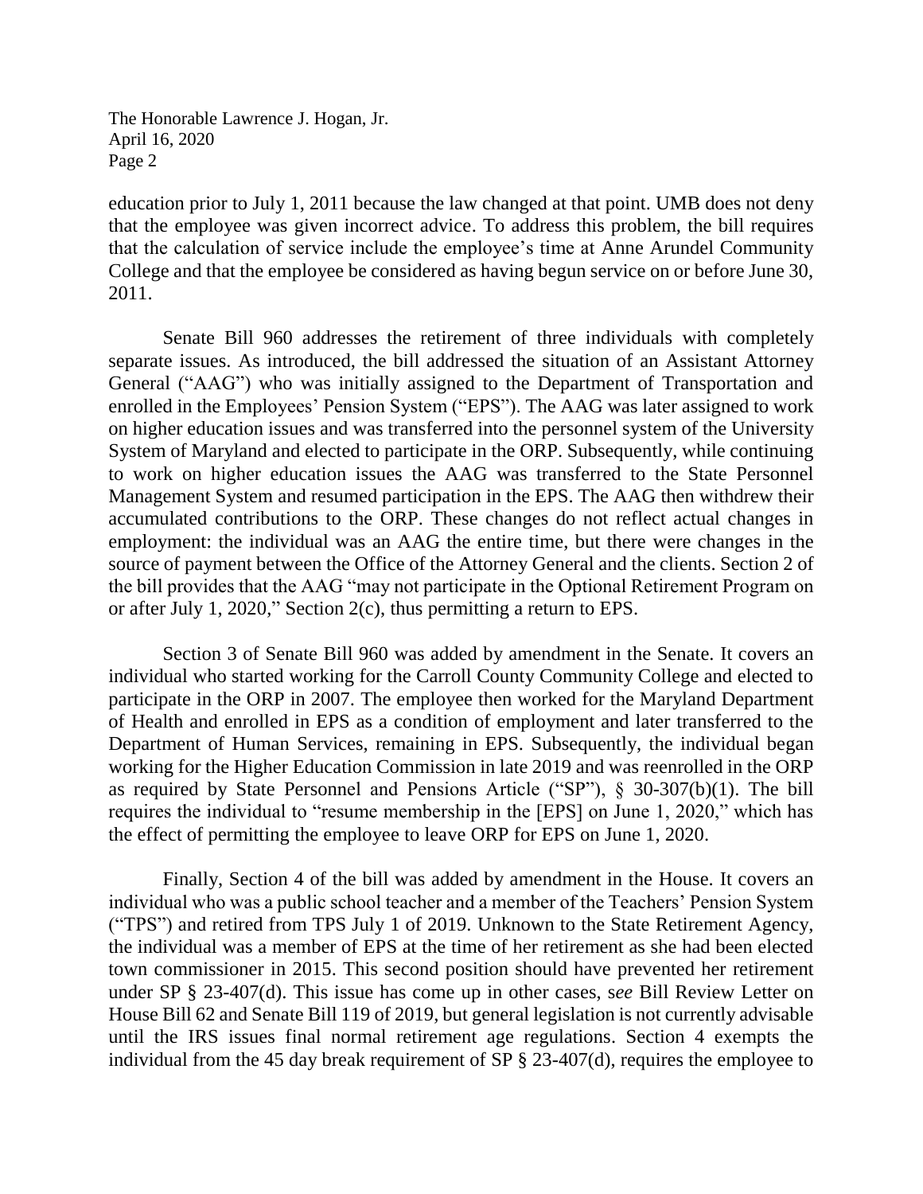education prior to July 1, 2011 because the law changed at that point. UMB does not deny that the employee was given incorrect advice. To address this problem, the bill requires that the calculation of service include the employee's time at Anne Arundel Community College and that the employee be considered as having begun service on or before June 30, 2011.

Senate Bill 960 addresses the retirement of three individuals with completely separate issues. As introduced, the bill addressed the situation of an Assistant Attorney General ("AAG") who was initially assigned to the Department of Transportation and enrolled in the Employees' Pension System ("EPS"). The AAG was later assigned to work on higher education issues and was transferred into the personnel system of the University System of Maryland and elected to participate in the ORP. Subsequently, while continuing to work on higher education issues the AAG was transferred to the State Personnel Management System and resumed participation in the EPS. The AAG then withdrew their accumulated contributions to the ORP. These changes do not reflect actual changes in employment: the individual was an AAG the entire time, but there were changes in the source of payment between the Office of the Attorney General and the clients. Section 2 of the bill provides that the AAG "may not participate in the Optional Retirement Program on or after July 1, 2020," Section 2(c), thus permitting a return to EPS.

Section 3 of Senate Bill 960 was added by amendment in the Senate. It covers an individual who started working for the Carroll County Community College and elected to participate in the ORP in 2007. The employee then worked for the Maryland Department of Health and enrolled in EPS as a condition of employment and later transferred to the Department of Human Services, remaining in EPS. Subsequently, the individual began working for the Higher Education Commission in late 2019 and was reenrolled in the ORP as required by State Personnel and Pensions Article ("SP"), § 30-307(b)(1). The bill requires the individual to "resume membership in the [EPS] on June 1, 2020," which has the effect of permitting the employee to leave ORP for EPS on June 1, 2020.

Finally, Section 4 of the bill was added by amendment in the House. It covers an individual who was a public school teacher and a member of the Teachers' Pension System ("TPS") and retired from TPS July 1 of 2019. Unknown to the State Retirement Agency, the individual was a member of EPS at the time of her retirement as she had been elected town commissioner in 2015. This second position should have prevented her retirement under SP § 23-407(d). This issue has come up in other cases, *see* Bill Review Letter on House Bill 62 and Senate Bill 119 of 2019, but general legislation is not currently advisable until the IRS issues final normal retirement age regulations. Section 4 exempts the individual from the 45 day break requirement of SP § 23-407(d), requires the employee to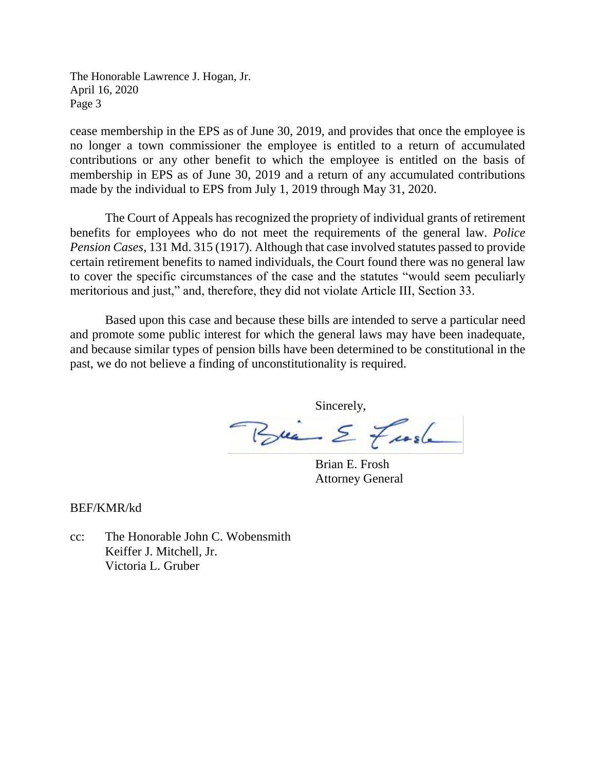cease membership in the EPS as of June 30, 2019, and provides that once the employee is no longer a town commissioner the employee is entitled to a return of accumulated contributions or any other benefit to which the employee is entitled on the basis of membership in EPS as of June 30, 2019 and a return of any accumulated contributions made by the individual to EPS from July 1, 2019 through May 31, 2020.

The Court of Appeals has recognized the propriety of individual grants of retirement benefits for employees who do not meet the requirements of the general law. *Police Pension Cases*, 131 Md. 315 (1917). Although that case involved statutes passed to provide certain retirement benefits to named individuals, the Court found there was no general law to cover the specific circumstances of the case and the statutes "would seem peculiarly meritorious and just," and, therefore, they did not violate Article III, Section 33.

Based upon this case and because these bills are intended to serve a particular need and promote some public interest for which the general laws may have been inadequate, and because similar types of pension bills have been determined to be constitutional in the past, we do not believe a finding of unconstitutionality is required.

Sincerely,

Brian E. Frosh
Attorney General

BEF/KMR/kd

cc: The Honorable John C. Wobensmith
Keiffer J. Mitchell, Jr.
Victoria L. Gruber